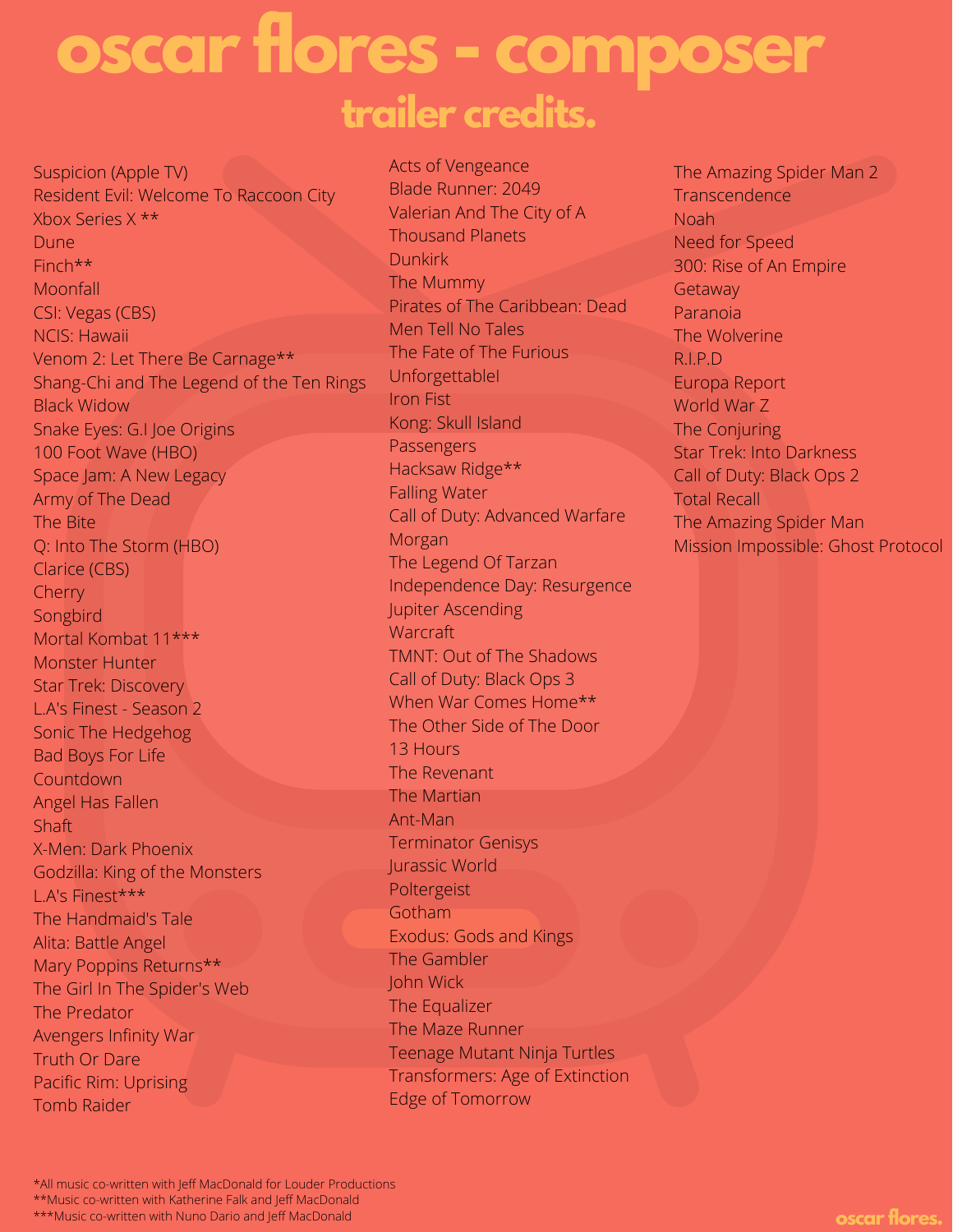# oscar flores - composer

## trailer credits.

- Suspicion (Apple TV)
- Resident Evil: Welcome To Raccoon City
- Xbox Series X **
- Dune
- Finch**
- Moonfall
- CSI: Vegas (CBS)
- NCIS: Hawaii
- Venom 2: Let There Be Carnage**
- Shang-Chi and The Legend of the Ten Rings
- Black Widow
- Snake Eyes: G.I Joe Origins
- 100 Foot Wave (HBO)
- Space Jam: A New Legacy
- Army of The Dead
- The Bite
- Q: Into The Storm (HBO)
- Clarice (CBS)
- Cherry
- Songbird
- Mortal Kombat 11***
- Monster Hunter
- Star Trek: Discovery
- L.A's Finest - Season 2
- Sonic The Hedgehog
- Bad Boys For Life
- Countdown
- Angel Has Fallen
- Shaft
- X-Men: Dark Phoenix
- Godzilla: King of the Monsters
- L.A's Finest***
- The Handmaid's Tale
- Alita: Battle Angel
- Mary Poppins Returns**
- The Girl In The Spider's Web
- The Predator
- Avengers Infinity War
- Truth Or Dare
- Pacific Rim: Uprising
- Tomb Raider
- Acts of Vengeance
- Blade Runner: 2049
- Valerian And The City of A Thousand Planets
- Dunkirk
- The Mummy
- Pirates of The Caribbean: Dead Men Tell No Tales
- The Fate of The Furious
- Unforgettablel
- Iron Fist
- Kong: Skull Island
- Passengers
- Hacksaw Ridge**
- Falling Water
- Call of Duty: Advanced Warfare
- Morgan
- The Legend Of Tarzan
- Independence Day: Resurgence
- Jupiter Ascending
- Warcraft
- TMNT: Out of The Shadows
- Call of Duty: Black Ops 3
- When War Comes Home**
- The Other Side of The Door
- 13 Hours
- The Revenant
- The Martian
- Ant-Man
- Terminator Genisys
- Jurassic World
- Poltergeist
- Gotham
- Exodus: Gods and Kings
- The Gambler
- John Wick
- The Equalizer
- The Maze Runner
- Teenage Mutant Ninja Turtles
- Transformers: Age of Extinction
- Edge of Tomorrow
- The Amazing Spider Man 2
- Transcendence
- Noah
- Need for Speed
- 300: Rise of An Empire
- Getaway
- Paranoia
- The Wolverine
- R.I.P.D
- Europa Report
- World War Z
- The Conjuring
- Star Trek: Into Darkness
- Call of Duty: Black Ops 2
- Total Recall
- The Amazing Spider Man
- Mission Impossible: Ghost Protocol

*All music co-written with Jeff MacDonald for Louder Productions
**Music co-written with Katherine Falk and Jeff MacDonald
***Music co-written with Nuno Dario and Jeff MacDonald

oscar flores.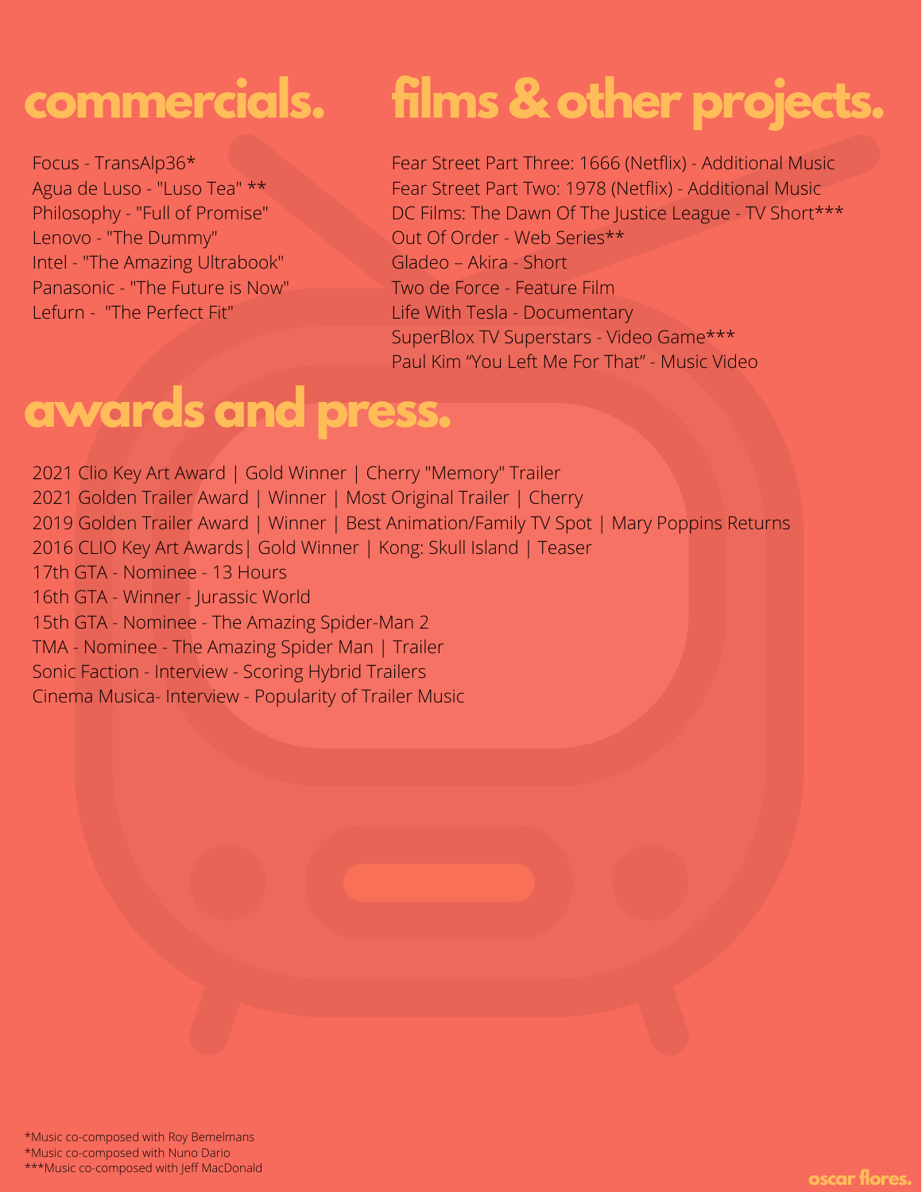# commercials.

Focus - TransAlp36*
Agua de Luso - "Luso Tea" **
Philosophy - "Full of Promise"
Lenovo - "The Dummy"
Intel - "The Amazing Ultrabook"
Panasonic - "The Future is Now"
Lefurn - "The Perfect Fit"

# films & other projects.

Fear Street Part Three: 1666 (Netflix) - Additional Music
Fear Street Part Two: 1978 (Netflix) - Additional Music
DC Films: The Dawn Of The Justice League - TV Short***
Out Of Order - Web Series**
Gladeo – Akira - Short
Two de Force - Feature Film
Life With Tesla - Documentary
SuperBlox TV Superstars - Video Game***
Paul Kim "You Left Me For That" - Music Video

# awards and press.

2021 Clio Key Art Award | Gold Winner | Cherry "Memory" Trailer
2021 Golden Trailer Award | Winner | Most Original Trailer | Cherry
2019 Golden Trailer Award | Winner | Best Animation/Family TV Spot | Mary Poppins Returns
2016 CLIO Key Art Awards| Gold Winner | Kong: Skull Island | Teaser
17th GTA - Nominee - 13 Hours
16th GTA - Winner - Jurassic World
15th GTA - Nominee - The Amazing Spider-Man 2
TMA - Nominee - The Amazing Spider Man | Trailer
Sonic Faction - Interview - Scoring Hybrid Trailers
Cinema Musica- Interview - Popularity of Trailer Music

*Music co-composed with Roy Bemelmans
*Music co-composed with Nuno Dario
***Music co-composed with Jeff MacDonald

oscar flores.